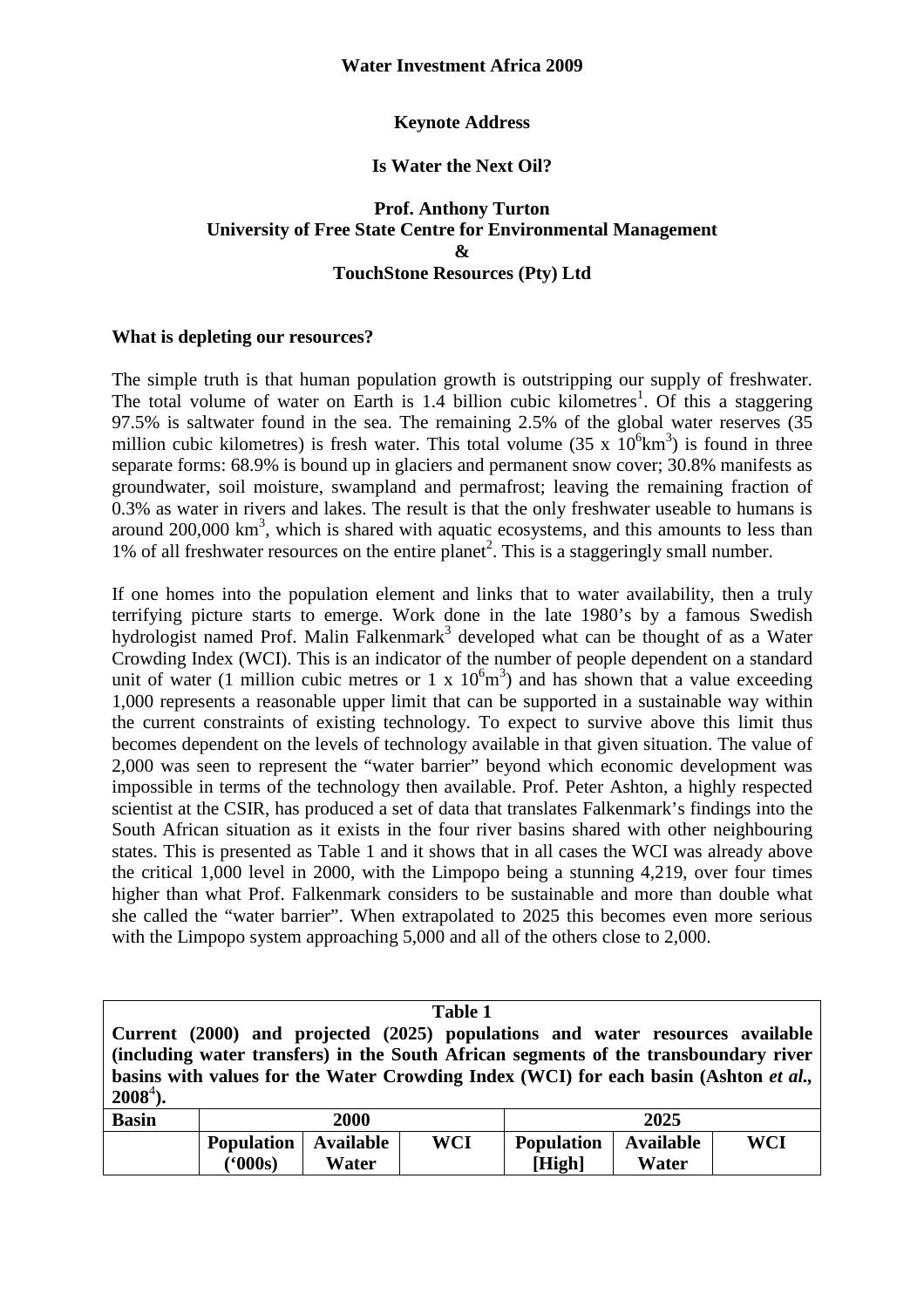**Water Investment Africa 2009**

**Keynote Address**

# Is Water the Next Oil?

**Prof. Anthony Turton**
**University of Free State Centre for Environmental Management**
**&**
**TouchStone Resources (Pty) Ltd**

## What is depleting our resources?

The simple truth is that human population growth is outstripping our supply of freshwater. The total volume of water on Earth is 1.4 billion cubic kilometres[1]. Of this a staggering 97.5% is saltwater found in the sea. The remaining 2.5% of the global water reserves (35 million cubic kilometres) is fresh water. This total volume (35 x $10^6$km$^3$) is found in three separate forms: 68.9% is bound up in glaciers and permanent snow cover; 30.8% manifests as groundwater, soil moisture, swampland and permafrost; leaving the remaining fraction of 0.3% as water in rivers and lakes. The result is that the only freshwater useable to humans is around 200,000 km$^3$, which is shared with aquatic ecosystems, and this amounts to less than 1% of all freshwater resources on the entire planet[2]. This is a staggeringly small number.

If one homes into the population element and links that to water availability, then a truly terrifying picture starts to emerge. Work done in the late 1980's by a famous Swedish hydrologist named Prof. Malin Falkenmark[3] developed what can be thought of as a Water Crowding Index (WCI). This is an indicator of the number of people dependent on a standard unit of water (1 million cubic metres or 1 x $10^6$m$^3$) and has shown that a value exceeding 1,000 represents a reasonable upper limit that can be supported in a sustainable way within the current constraints of existing technology. To expect to survive above this limit thus becomes dependent on the levels of technology available in that given situation. The value of 2,000 was seen to represent the "water barrier" beyond which economic development was impossible in terms of the technology then available. Prof. Peter Ashton, a highly respected scientist at the CSIR, has produced a set of data that translates Falkenmark's findings into the South African situation as it exists in the four river basins shared with other neighbouring states. This is presented as Table 1 and it shows that in all cases the WCI was already above the critical 1,000 level in 2000, with the Limpopo being a stunning 4,219, over four times higher than what Prof. Falkenmark considers to be sustainable and more than double what she called the "water barrier". When extrapolated to 2025 this becomes even more serious with the Limpopo system approaching 5,000 and all of the others close to 2,000.

**Table 1**
**Current (2000) and projected (2025) populations and water resources available (including water transfers) in the South African segments of the transboundary river basins with values for the Water Crowding Index (WCI) for each basin (Ashton *et al.*, 2008[4]).**

| Basin | 2000 | | | 2025 | | |
|---|---|---|---|---|---|---|
| | Population ('000s) | Available Water | WCI | Population [High] | Available Water | WCI |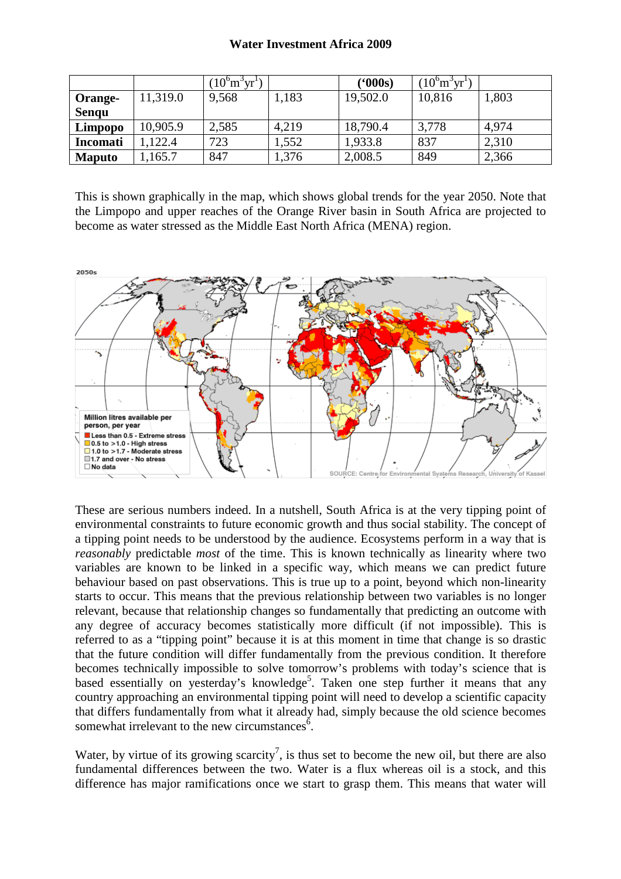| | | $(10^6 m^3 yr^1)$ | | **('000s)** | $(10^6 m^3 yr^1)$ | |
|---|---|---|---|---|---|---|
| **Orange-Senqu** | 11,319.0 | 9,568 | 1,183 | 19,502.0 | 10,816 | 1,803 |
| **Limpopo** | 10,905.9 | 2,585 | 4,219 | 18,790.4 | 3,778 | 4,974 |
| **Incomati** | 1,122.4 | 723 | 1,552 | 1,933.8 | 837 | 2,310 |
| **Maputo** | 1,165.7 | 847 | 1,376 | 2,008.5 | 849 | 2,366 |

This is shown graphically in the map, which shows global trends for the year 2050. Note that the Limpopo and upper reaches of the Orange River basin in South Africa are projected to become as water stressed as the Middle East North Africa (MENA) region.

These are serious numbers indeed. In a nutshell, South Africa is at the very tipping point of environmental constraints to future economic growth and thus social stability. The concept of a tipping point needs to be understood by the audience. Ecosystems perform in a way that is *reasonably* predictable *most* of the time. This is known technically as linearity where two variables are known to be linked in a specific way, which means we can predict future behaviour based on past observations. This is true up to a point, beyond which non-linearity starts to occur. This means that the previous relationship between two variables is no longer relevant, because that relationship changes so fundamentally that predicting an outcome with any degree of accuracy becomes statistically more difficult (if not impossible). This is referred to as a "tipping point" because it is at this moment in time that change is so drastic that the future condition will differ fundamentally from the previous condition. It therefore becomes technically impossible to solve tomorrow's problems with today's science that is based essentially on yesterday's knowledge[5]. Taken one step further it means that any country approaching an environmental tipping point will need to develop a scientific capacity that differs fundamentally from what it already had, simply because the old science becomes somewhat irrelevant to the new circumstances[6].

Water, by virtue of its growing scarcity[7], is thus set to become the new oil, but there are also fundamental differences between the two. Water is a flux whereas oil is a stock, and this difference has major ramifications once we start to grasp them. This means that water will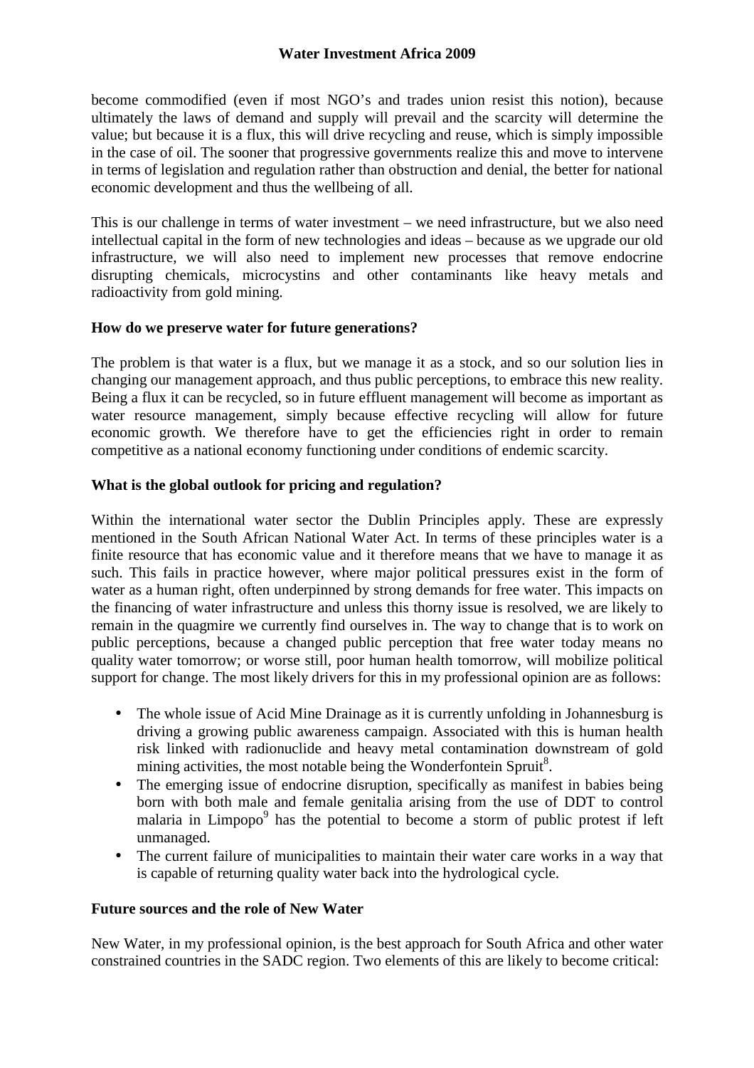become commodified (even if most NGO's and trades union resist this notion), because ultimately the laws of demand and supply will prevail and the scarcity will determine the value; but because it is a flux, this will drive recycling and reuse, which is simply impossible in the case of oil. The sooner that progressive governments realize this and move to intervene in terms of legislation and regulation rather than obstruction and denial, the better for national economic development and thus the wellbeing of all.

This is our challenge in terms of water investment – we need infrastructure, but we also need intellectual capital in the form of new technologies and ideas – because as we upgrade our old infrastructure, we will also need to implement new processes that remove endocrine disrupting chemicals, microcystins and other contaminants like heavy metals and radioactivity from gold mining.

**How do we preserve water for future generations?**

The problem is that water is a flux, but we manage it as a stock, and so our solution lies in changing our management approach, and thus public perceptions, to embrace this new reality. Being a flux it can be recycled, so in future effluent management will become as important as water resource management, simply because effective recycling will allow for future economic growth. We therefore have to get the efficiencies right in order to remain competitive as a national economy functioning under conditions of endemic scarcity.

**What is the global outlook for pricing and regulation?**

Within the international water sector the Dublin Principles apply. These are expressly mentioned in the South African National Water Act. In terms of these principles water is a finite resource that has economic value and it therefore means that we have to manage it as such. This fails in practice however, where major political pressures exist in the form of water as a human right, often underpinned by strong demands for free water. This impacts on the financing of water infrastructure and unless this thorny issue is resolved, we are likely to remain in the quagmire we currently find ourselves in. The way to change that is to work on public perceptions, because a changed public perception that free water today means no quality water tomorrow; or worse still, poor human health tomorrow, will mobilize political support for change. The most likely drivers for this in my professional opinion are as follows:

- The whole issue of Acid Mine Drainage as it is currently unfolding in Johannesburg is driving a growing public awareness campaign. Associated with this is human health risk linked with radionuclide and heavy metal contamination downstream of gold mining activities, the most notable being the Wonderfontein Spruit[8].
- The emerging issue of endocrine disruption, specifically as manifest in babies being born with both male and female genitalia arising from the use of DDT to control malaria in Limpopo[9] has the potential to become a storm of public protest if left unmanaged.
- The current failure of municipalities to maintain their water care works in a way that is capable of returning quality water back into the hydrological cycle.

**Future sources and the role of New Water**

New Water, in my professional opinion, is the best approach for South Africa and other water constrained countries in the SADC region. Two elements of this are likely to become critical: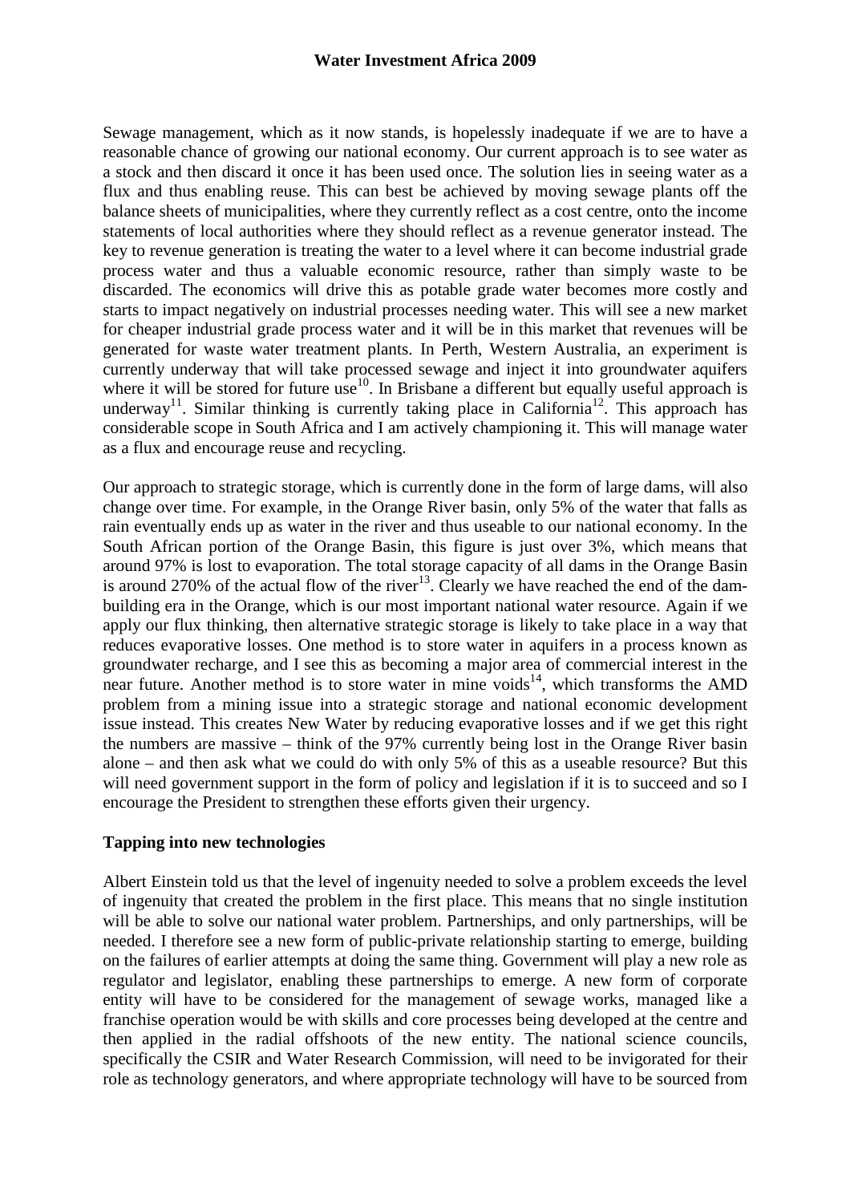Sewage management, which as it now stands, is hopelessly inadequate if we are to have a reasonable chance of growing our national economy. Our current approach is to see water as a stock and then discard it once it has been used once. The solution lies in seeing water as a flux and thus enabling reuse. This can best be achieved by moving sewage plants off the balance sheets of municipalities, where they currently reflect as a cost centre, onto the income statements of local authorities where they should reflect as a revenue generator instead. The key to revenue generation is treating the water to a level where it can become industrial grade process water and thus a valuable economic resource, rather than simply waste to be discarded. The economics will drive this as potable grade water becomes more costly and starts to impact negatively on industrial processes needing water. This will see a new market for cheaper industrial grade process water and it will be in this market that revenues will be generated for waste water treatment plants. In Perth, Western Australia, an experiment is currently underway that will take processed sewage and inject it into groundwater aquifers where it will be stored for future use[10]. In Brisbane a different but equally useful approach is underway[11]. Similar thinking is currently taking place in California[12]. This approach has considerable scope in South Africa and I am actively championing it. This will manage water as a flux and encourage reuse and recycling.

Our approach to strategic storage, which is currently done in the form of large dams, will also change over time. For example, in the Orange River basin, only 5% of the water that falls as rain eventually ends up as water in the river and thus useable to our national economy. In the South African portion of the Orange Basin, this figure is just over 3%, which means that around 97% is lost to evaporation. The total storage capacity of all dams in the Orange Basin is around 270% of the actual flow of the river[13]. Clearly we have reached the end of the dam-building era in the Orange, which is our most important national water resource. Again if we apply our flux thinking, then alternative strategic storage is likely to take place in a way that reduces evaporative losses. One method is to store water in aquifers in a process known as groundwater recharge, and I see this as becoming a major area of commercial interest in the near future. Another method is to store water in mine voids[14], which transforms the AMD problem from a mining issue into a strategic storage and national economic development issue instead. This creates New Water by reducing evaporative losses and if we get this right the numbers are massive – think of the 97% currently being lost in the Orange River basin alone – and then ask what we could do with only 5% of this as a useable resource? But this will need government support in the form of policy and legislation if it is to succeed and so I encourage the President to strengthen these efforts given their urgency.

## Tapping into new technologies

Albert Einstein told us that the level of ingenuity needed to solve a problem exceeds the level of ingenuity that created the problem in the first place. This means that no single institution will be able to solve our national water problem. Partnerships, and only partnerships, will be needed. I therefore see a new form of public-private relationship starting to emerge, building on the failures of earlier attempts at doing the same thing. Government will play a new role as regulator and legislator, enabling these partnerships to emerge. A new form of corporate entity will have to be considered for the management of sewage works, managed like a franchise operation would be with skills and core processes being developed at the centre and then applied in the radial offshoots of the new entity. The national science councils, specifically the CSIR and Water Research Commission, will need to be invigorated for their role as technology generators, and where appropriate technology will have to be sourced from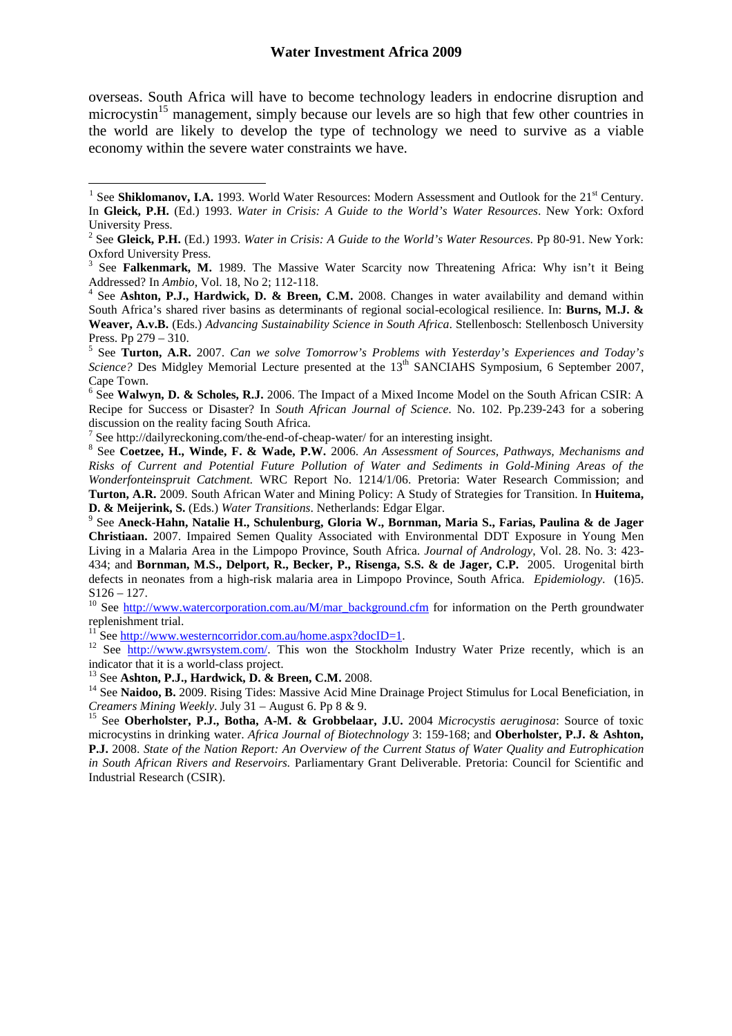overseas. South Africa will have to become technology leaders in endocrine disruption and microcystin[15] management, simply because our levels are so high that few other countries in the world are likely to develop the type of technology we need to survive as a viable economy within the severe water constraints we have.

---

[1] See **Shiklomanov, I.A.** 1993. World Water Resources: Modern Assessment and Outlook for the 21st Century. In **Gleick, P.H.** (Ed.) 1993. *Water in Crisis: A Guide to the World's Water Resources*. New York: Oxford University Press.

[2] See **Gleick, P.H.** (Ed.) 1993. *Water in Crisis: A Guide to the World's Water Resources*. Pp 80-91. New York: Oxford University Press.

[3] See **Falkenmark, M.** 1989. The Massive Water Scarcity now Threatening Africa: Why isn't it Being Addressed? In *Ambio*, Vol. 18, No 2; 112-118.

[4] See **Ashton, P.J., Hardwick, D. & Breen, C.M.** 2008. Changes in water availability and demand within South Africa's shared river basins as determinants of regional social-ecological resilience. In: **Burns, M.J. & Weaver, A.v.B.** (Eds.) *Advancing Sustainability Science in South Africa*. Stellenbosch: Stellenbosch University Press. Pp 279 – 310.

[5] See **Turton, A.R.** 2007. *Can we solve Tomorrow's Problems with Yesterday's Experiences and Today's Science?* Des Midgley Memorial Lecture presented at the 13th SANCIAHS Symposium, 6 September 2007, Cape Town.

[6] See **Walwyn, D. & Scholes, R.J.** 2006. The Impact of a Mixed Income Model on the South African CSIR: A Recipe for Success or Disaster? In *South African Journal of Science*. No. 102. Pp.239-243 for a sobering discussion on the reality facing South Africa.

[7] See http://dailyreckoning.com/the-end-of-cheap-water/ for an interesting insight.

[8] See **Coetzee, H., Winde, F. & Wade, P.W.** 2006. *An Assessment of Sources, Pathways, Mechanisms and Risks of Current and Potential Future Pollution of Water and Sediments in Gold-Mining Areas of the Wonderfonteinspruit Catchment.* WRC Report No. 1214/1/06. Pretoria: Water Research Commission; and **Turton, A.R.** 2009. South African Water and Mining Policy: A Study of Strategies for Transition. In **Huitema, D. & Meijerink, S.** (Eds.) *Water Transitions*. Netherlands: Edgar Elgar.

[9] See **Aneck-Hahn, Natalie H., Schulenburg, Gloria W., Bornman, Maria S., Farias, Paulina & de Jager Christiaan.** 2007. Impaired Semen Quality Associated with Environmental DDT Exposure in Young Men Living in a Malaria Area in the Limpopo Province, South Africa. *Journal of Andrology*, Vol. 28. No. 3: 423-434; and **Bornman, M.S., Delport, R., Becker, P., Risenga, S.S. & de Jager, C.P.** 2005. Urogenital birth defects in neonates from a high-risk malaria area in Limpopo Province, South Africa. *Epidemiology*. (16)5. S126 – 127.

[10] See http://www.watercorporation.com.au/M/mar_background.cfm for information on the Perth groundwater replenishment trial.

[11] See http://www.westerncorridor.com.au/home.aspx?docID=1.

[12] See http://www.gwrsystem.com/. This won the Stockholm Industry Water Prize recently, which is an indicator that it is a world-class project.

[13] See **Ashton, P.J., Hardwick, D. & Breen, C.M.** 2008.

[14] See **Naidoo, B.** 2009. Rising Tides: Massive Acid Mine Drainage Project Stimulus for Local Beneficiation, in *Creamers Mining Weekly*. July 31 – August 6. Pp 8 & 9.

[15] See **Oberholster, P.J., Botha, A-M. & Grobbelaar, J.U.** 2004 *Microcystis aeruginosa*: Source of toxic microcystins in drinking water. *Africa Journal of Biotechnology* 3: 159-168; and **Oberholster, P.J. & Ashton, P.J.** 2008. *State of the Nation Report: An Overview of the Current Status of Water Quality and Eutrophication in South African Rivers and Reservoirs.* Parliamentary Grant Deliverable. Pretoria: Council for Scientific and Industrial Research (CSIR).